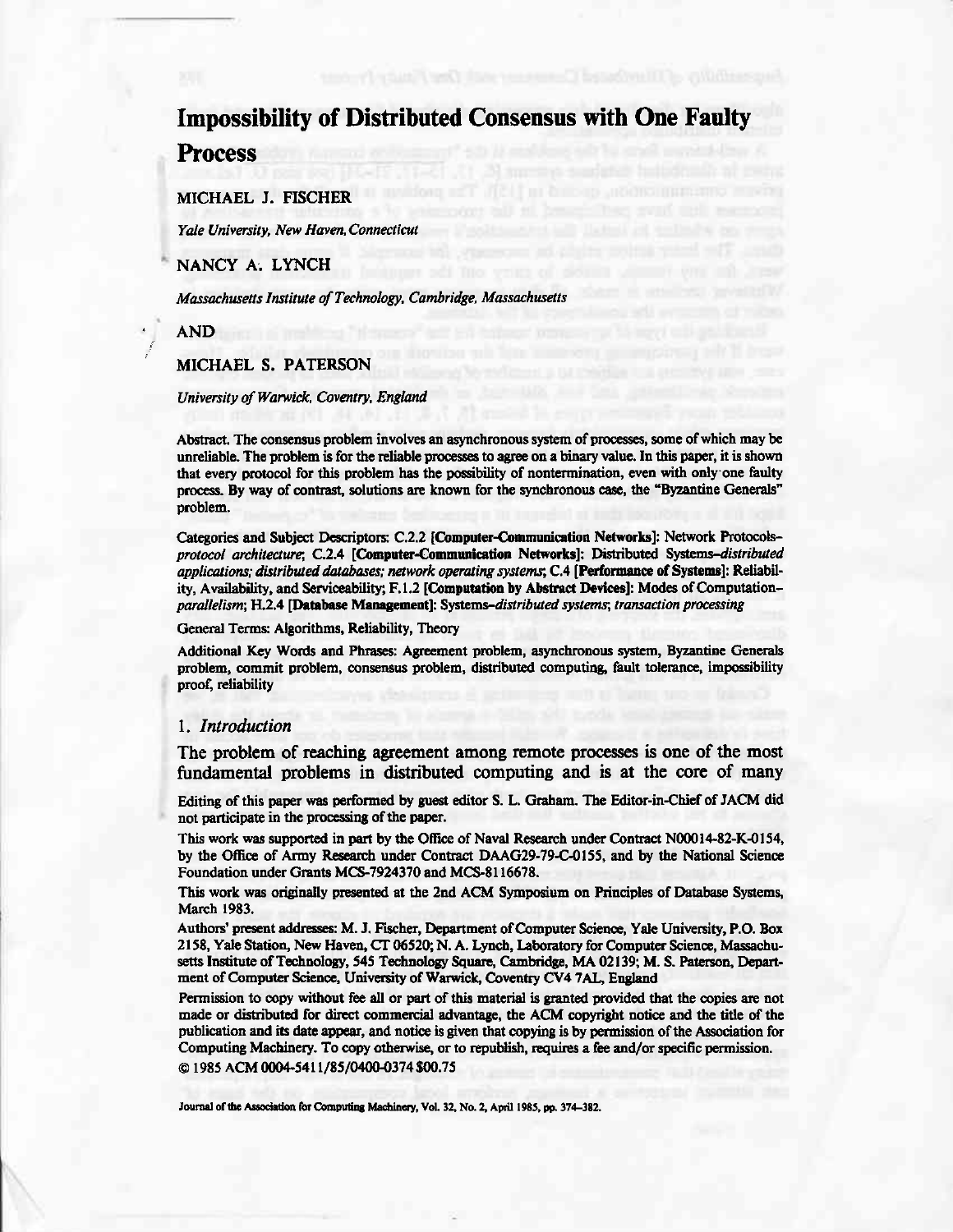# Impossibility of Distributed Consensus with One Faulty Process

MICHAEL J. FISCHER

*Yale University, New Haven, Connecticut*

NANCY A. LYNCH

*Massachusetts Institute of Technology, Cambridge, Massachusetts*

AND

MICHAEL S. PATERSON

*University of Warwick, Coventry, England*

**Abstract.** The consensus problem involves an asynchronous system of processes, some of which may be unreliable. The problem is for the reliable processes to agree on a binary value. In this paper, it is shown that every protocol for this problem has the possibility of nontermination, even with only one faulty process. By way of contrast, solutions are known for the synchronous case, the "Byzantine Generals" problem.

Categories and Subject Descriptors: C.2.2 [**Computer-Communication Networks**]: Network Protocols–*protocol architecture*; C.2.4 [**Computer-Communication Networks**]: Distributed Systems–*distributed applications; distributed databases; network operating systems*; C.4 [**Performance of Systems**]: Reliability, Availability, and Serviceability; F.1.2 [**Computation by Abstract Devices**]: Modes of Computation–*parallelism*; H.2.4 [**Database Management**]: Systems–*distributed systems; transaction processing*

General Terms: Algorithms, Reliability, Theory

Additional Key Words and Phrases: Agreement problem, asynchronous system, Byzantine Generals problem, commit problem, consensus problem, distributed computing, fault tolerance, impossibility proof, reliability

## 1. *Introduction*

The problem of reaching agreement among remote processes is one of the most fundamental problems in distributed computing and is at the core of many

Editing of this paper was performed by guest editor S. L. Graham. The Editor-in-Chief of JACM did not participate in the processing of the paper.

This work was supported in part by the Office of Naval Research under Contract N00014-82-K-0154, by the Office of Army Research under Contract DAAG29-79-C-0155, and by the National Science Foundation under Grants MCS-7924370 and MCS-8116678.

This work was originally presented at the 2nd ACM Symposium on Principles of Database Systems, March 1983.

Authors' present addresses: M. J. Fischer, Department of Computer Science, Yale University, P.O. Box 2158, Yale Station, New Haven, CT 06520; N. A. Lynch, Laboratory for Computer Science, Massachusetts Institute of Technology, 545 Technology Square, Cambridge, MA 02139; M. S. Paterson, Department of Computer Science, University of Warwick, Coventry CV4 7AL, England

Permission to copy without fee all or part of this material is granted provided that the copies are not made or distributed for direct commercial advantage, the ACM copyright notice and the title of the publication and its date appear, and notice is given that copying is by permission of the Association for Computing Machinery. To copy otherwise, or to republish, requires a fee and/or specific permission.

© 1985 ACM 0004-5411/85/0400-0374 $00.75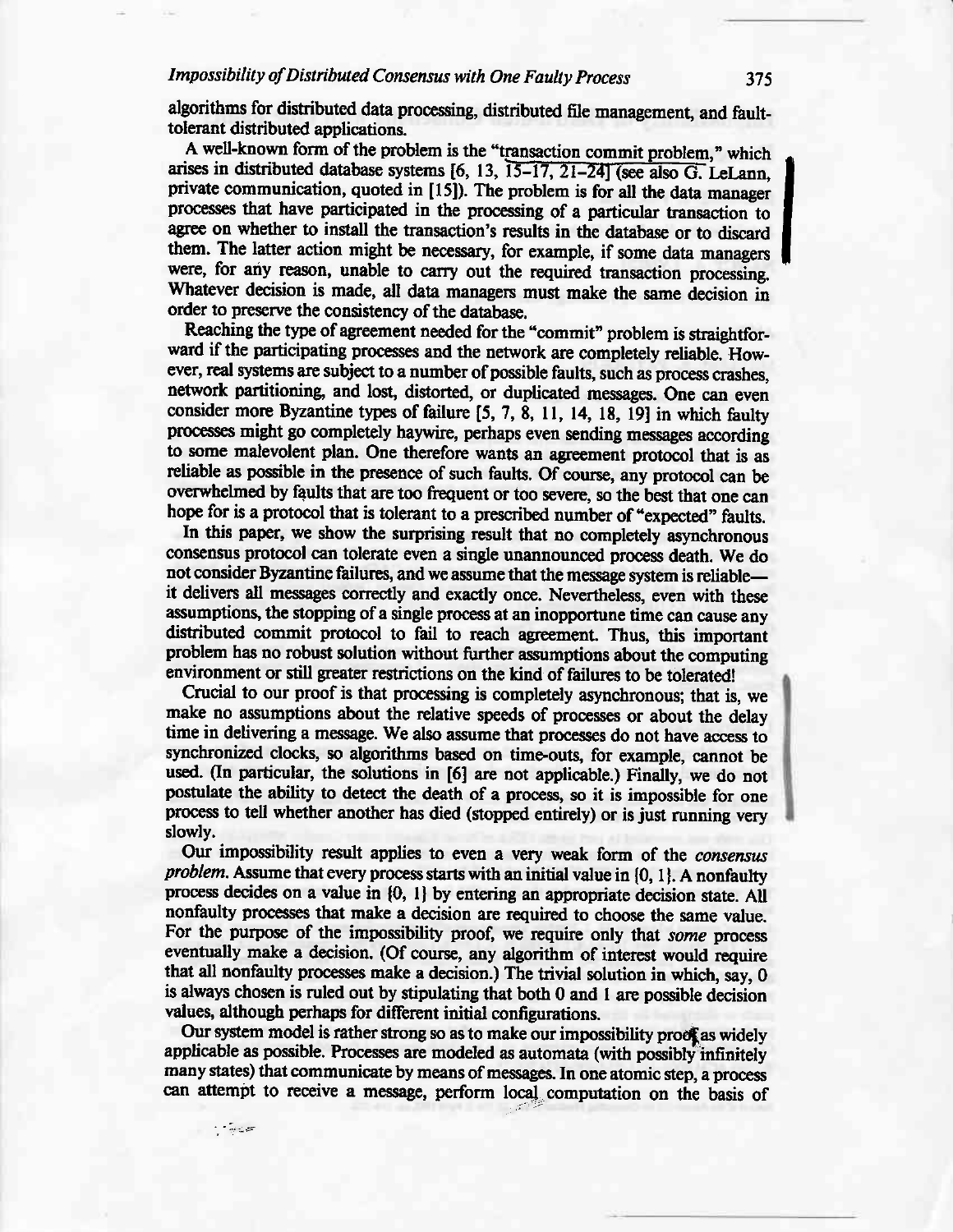algorithms for distributed data processing, distributed file management, and fault-tolerant distributed applications.

A well-known form of the problem is the "transaction commit problem," which arises in distributed database systems [6, 13, 15–17, 21–24] (see also G. LeLann, private communication, quoted in [15]). The problem is for all the data manager processes that have participated in the processing of a particular transaction to agree on whether to install the transaction's results in the database or to discard them. The latter action might be necessary, for example, if some data managers were, for any reason, unable to carry out the required transaction processing. Whatever decision is made, all data managers must make the same decision in order to preserve the consistency of the database.

Reaching the type of agreement needed for the "commit" problem is straightforward if the participating processes and the network are completely reliable. However, real systems are subject to a number of possible faults, such as process crashes, network partitioning, and lost, distorted, or duplicated messages. One can even consider more Byzantine types of failure [5, 7, 8, 11, 14, 18, 19] in which faulty processes might go completely haywire, perhaps even sending messages according to some malevolent plan. One therefore wants an agreement protocol that is as reliable as possible in the presence of such faults. Of course, any protocol can be overwhelmed by faults that are too frequent or too severe, so the best that one can hope for is a protocol that is tolerant to a prescribed number of "expected" faults.

In this paper, we show the surprising result that no completely asynchronous consensus protocol can tolerate even a single unannounced process death. We do not consider Byzantine failures, and we assume that the message system is reliable—it delivers all messages correctly and exactly once. Nevertheless, even with these assumptions, the stopping of a single process at an inopportune time can cause any distributed commit protocol to fail to reach agreement. Thus, this important problem has no robust solution without further assumptions about the computing environment or still greater restrictions on the kind of failures to be tolerated!

Crucial to our proof is that processing is completely asynchronous; that is, we make no assumptions about the relative speeds of processes or about the delay time in delivering a message. We also assume that processes do not have access to synchronized clocks, so algorithms based on time-outs, for example, cannot be used. (In particular, the solutions in [6] are not applicable.) Finally, we do not postulate the ability to detect the death of a process, so it is impossible for one process to tell whether another has died (stopped entirely) or is just running very slowly.

Our impossibility result applies to even a very weak form of the *consensus problem*. Assume that every process starts with an initial value in {0, 1}. A nonfaulty process decides on a value in {0, 1} by entering an appropriate decision state. All nonfaulty processes that make a decision are required to choose the same value. For the purpose of the impossibility proof, we require only that *some* process eventually make a decision. (Of course, any algorithm of interest would require that all nonfaulty processes make a decision.) The trivial solution in which, say, 0 is always chosen is ruled out by stipulating that both 0 and 1 are possible decision values, although perhaps for different initial configurations.

Our system model is rather strong so as to make our impossibility proof as widely applicable as possible. Processes are modeled as automata (with possibly infinitely many states) that communicate by means of messages. In one atomic step, a process can attempt to receive a message, perform local computation on the basis of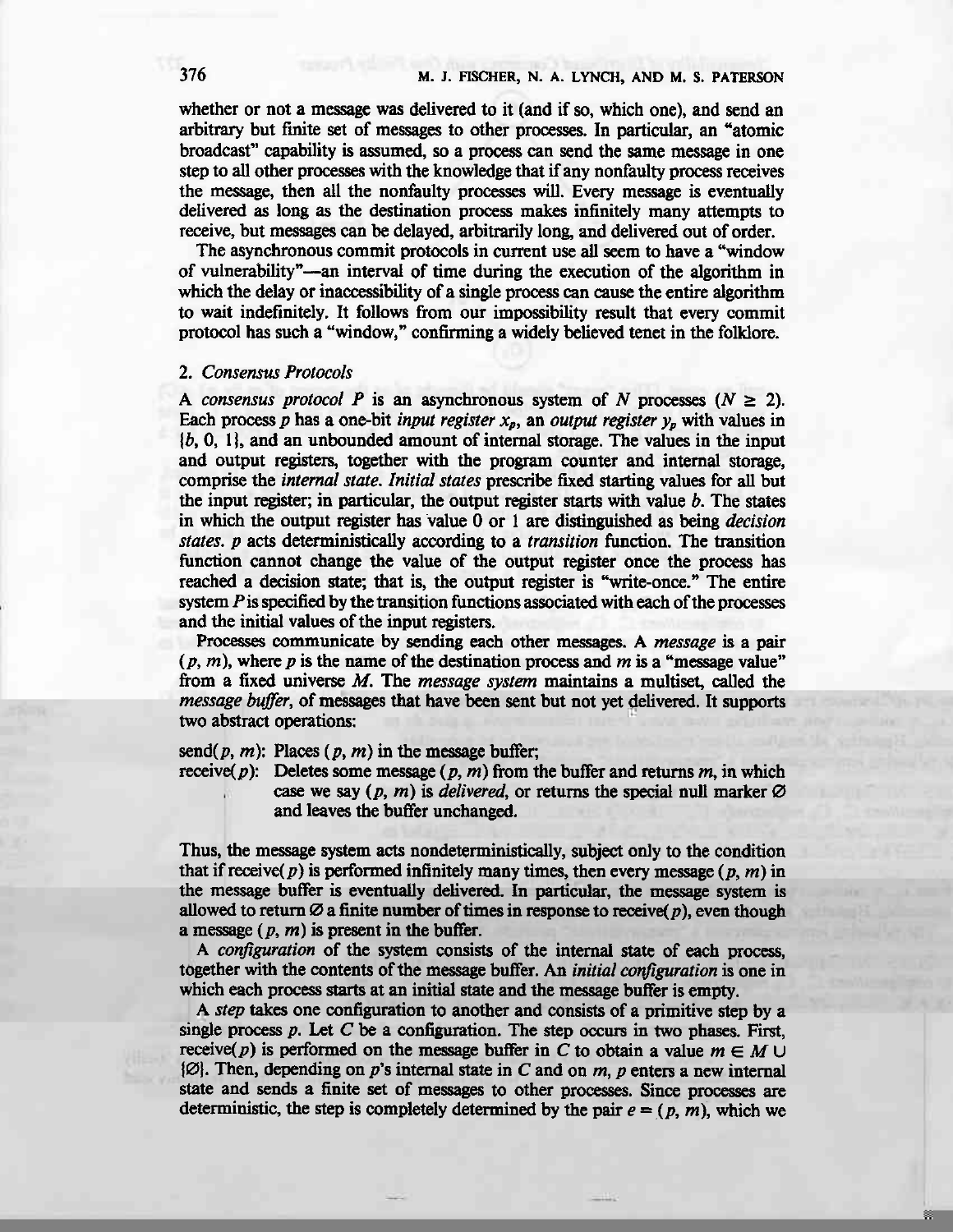whether or not a message was delivered to it (and if so, which one), and send an arbitrary but finite set of messages to other processes. In particular, an "atomic broadcast" capability is assumed, so a process can send the same message in one step to all other processes with the knowledge that if any nonfaulty process receives the message, then all the nonfaulty processes will. Every message is eventually delivered as long as the destination process makes infinitely many attempts to receive, but messages can be delayed, arbitrarily long, and delivered out of order.

The asynchronous commit protocols in current use all seem to have a "window of vulnerability"—an interval of time during the execution of the algorithm in which the delay or inaccessibility of a single process can cause the entire algorithm to wait indefinitely. It follows from our impossibility result that every commit protocol has such a "window," confirming a widely believed tenet in the folklore.

## 2. *Consensus Protocols*

A *consensus protocol* $P$ is an asynchronous system of $N$ processes ($N \geq 2$). Each process $p$ has a one-bit *input register* $x_p$, an *output register* $y_p$ with values in $\{b, 0, 1\}$, and an unbounded amount of internal storage. The values in the input and output registers, together with the program counter and internal storage, comprise the *internal state*. *Initial states* prescribe fixed starting values for all but the input register; in particular, the output register starts with value $b$. The states in which the output register has value 0 or 1 are distinguished as being *decision states*. $p$ acts deterministically according to a *transition* function. The transition function cannot change the value of the output register once the process has reached a decision state; that is, the output register is "write-once." The entire system $P$ is specified by the transition functions associated with each of the processes and the initial values of the input registers.

Processes communicate by sending each other messages. A *message* is a pair $(p, m)$, where $p$ is the name of the destination process and $m$ is a "message value" from a fixed universe $M$. The *message system* maintains a multiset, called the *message buffer*, of messages that have been sent but not yet delivered. It supports two abstract operations:

send($p$, $m$): Places $(p, m)$ in the message buffer;

receive($p$): Deletes some message $(p, m)$ from the buffer and returns $m$, in which case we say $(p, m)$ is *delivered*, or returns the special null marker $\varnothing$ and leaves the buffer unchanged.

Thus, the message system acts nondeterministically, subject only to the condition that if receive($p$) is performed infinitely many times, then every message $(p, m)$ in the message buffer is eventually delivered. In particular, the message system is allowed to return $\varnothing$ a finite number of times in response to receive($p$), even though a message $(p, m)$ is present in the buffer.

A *configuration* of the system consists of the internal state of each process, together with the contents of the message buffer. An *initial configuration* is one in which each process starts at an initial state and the message buffer is empty.

A *step* takes one configuration to another and consists of a primitive step by a single process $p$. Let $C$ be a configuration. The step occurs in two phases. First, receive($p$) is performed on the message buffer in $C$ to obtain a value $m \in M \cup \{\varnothing\}$. Then, depending on $p$'s internal state in $C$ and on $m$, $p$ enters a new internal state and sends a finite set of messages to other processes. Since processes are deterministic, the step is completely determined by the pair $e = (p, m)$, which we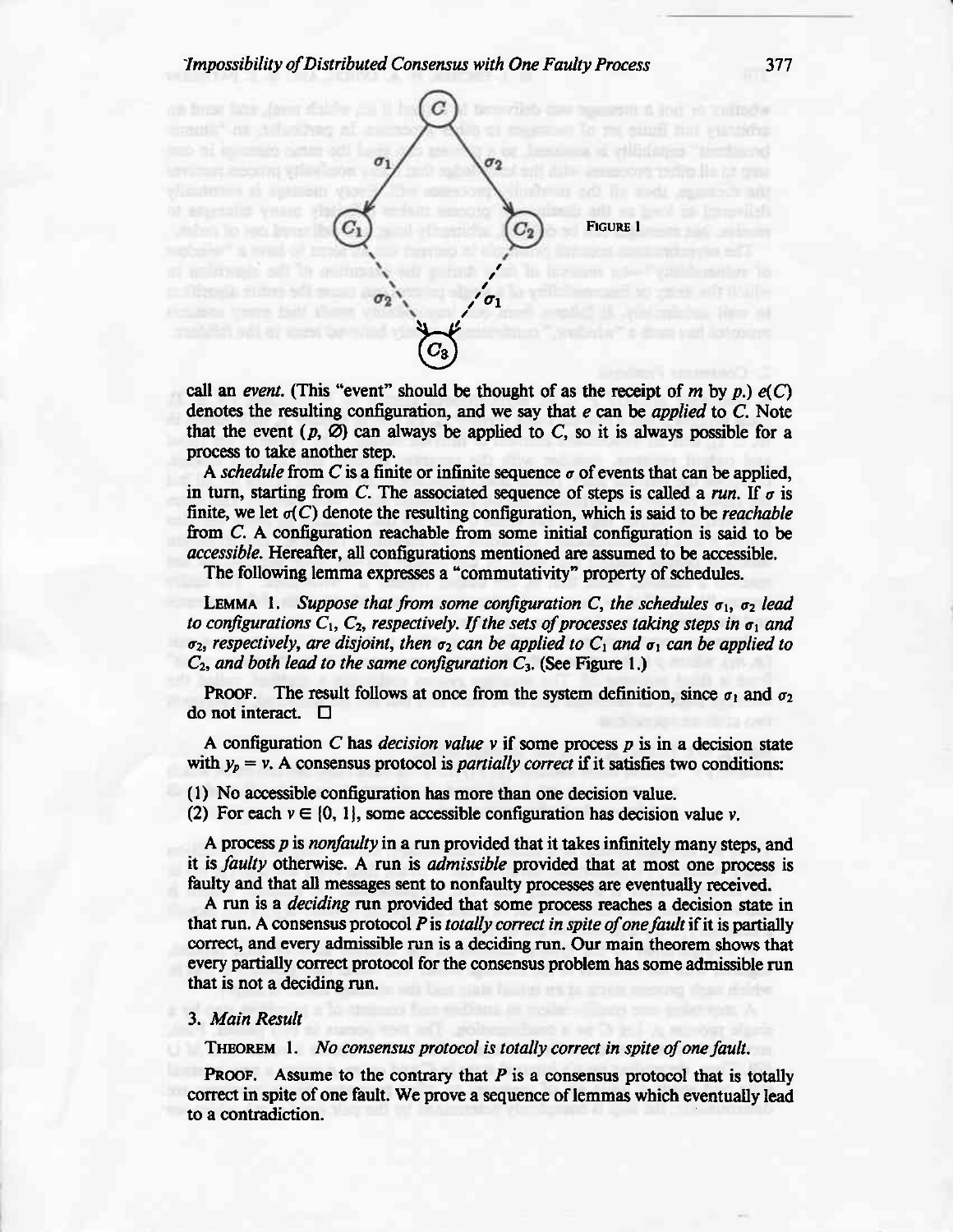FIGURE 1

call an *event*. (This "event" should be thought of as the receipt of $m$ by $p$.) $e(C)$ denotes the resulting configuration, and we say that $e$ can be *applied* to $C$. Note that the event $(p, \emptyset)$ can always be applied to $C$, so it is always possible for a process to take another step.

A *schedule* from $C$ is a finite or infinite sequence $\sigma$ of events that can be applied, in turn, starting from $C$. The associated sequence of steps is called a *run*. If $\sigma$ is finite, we let $\sigma(C)$ denote the resulting configuration, which is said to be *reachable* from $C$. A configuration reachable from some initial configuration is said to be *accessible*. Hereafter, all configurations mentioned are assumed to be accessible.

The following lemma expresses a "commutativity" property of schedules.

LEMMA 1. *Suppose that from some configuration $C$, the schedules $\sigma_1$, $\sigma_2$ lead to configurations $C_1$, $C_2$, respectively. If the sets of processes taking steps in $\sigma_1$ and $\sigma_2$, respectively, are disjoint, then $\sigma_2$ can be applied to $C_1$ and $\sigma_1$ can be applied to $C_2$, and both lead to the same configuration $C_3$.* (See Figure 1.)

PROOF. The result follows at once from the system definition, since $\sigma_1$ and $\sigma_2$ do not interact. □

A configuration $C$ has *decision value* $v$ if some process $p$ is in a decision state with $y_p = v$. A consensus protocol is *partially correct* if it satisfies two conditions:

(1) No accessible configuration has more than one decision value.
(2) For each $v \in \{0, 1\}$, some accessible configuration has decision value $v$.

A process $p$ is *nonfaulty* in a run provided that it takes infinitely many steps, and it is *faulty* otherwise. A run is *admissible* provided that at most one process is faulty and that all messages sent to nonfaulty processes are eventually received.

A run is a *deciding* run provided that some process reaches a decision state in that run. A consensus protocol $P$ is *totally correct in spite of one fault* if it is partially correct, and every admissible run is a deciding run. Our main theorem shows that every partially correct protocol for the consensus problem has some admissible run that is not a deciding run.

## 3. *Main Result*

THEOREM 1. *No consensus protocol is totally correct in spite of one fault.*

PROOF. Assume to the contrary that $P$ is a consensus protocol that is totally correct in spite of one fault. We prove a sequence of lemmas which eventually lead to a contradiction.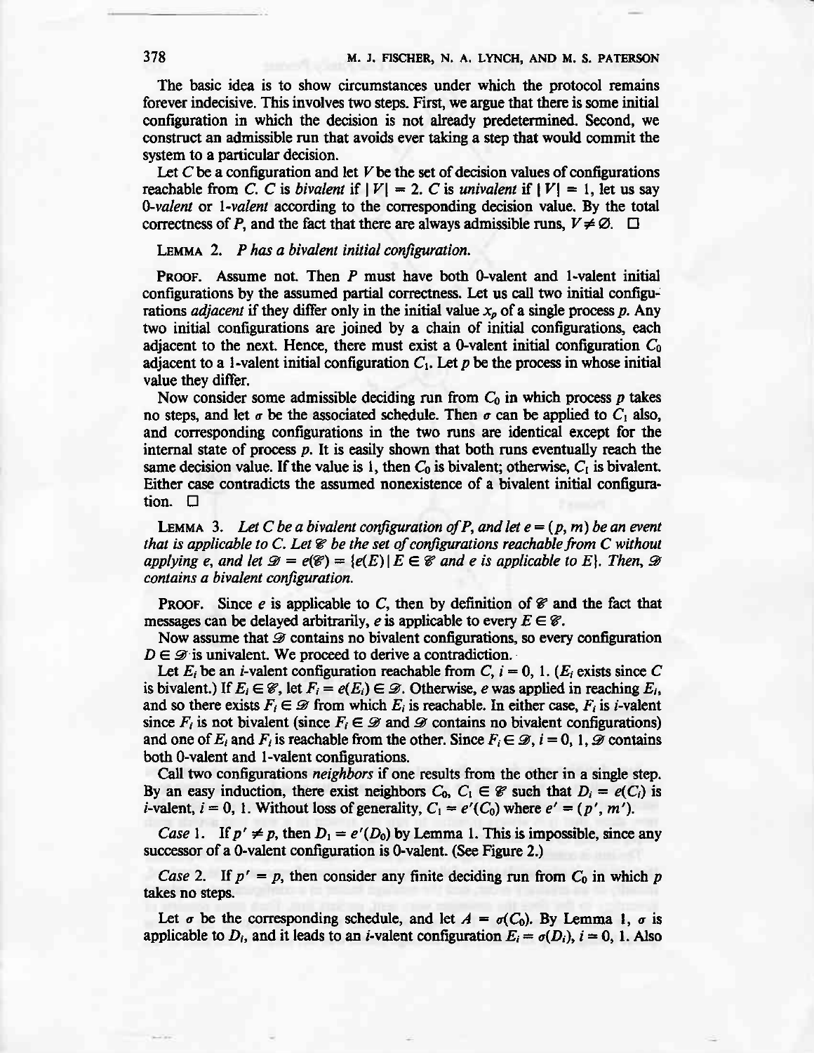The basic idea is to show circumstances under which the protocol remains forever indecisive. This involves two steps. First, we argue that there is some initial configuration in which the decision is not already predetermined. Second, we construct an admissible run that avoids ever taking a step that would commit the system to a particular decision.

Let $C$ be a configuration and let $V$ be the set of decision values of configurations reachable from $C$. $C$ is *bivalent* if $|V| = 2$. $C$ is *univalent* if $|V| = 1$, let us say *0-valent* or *1-valent* according to the corresponding decision value. By the total correctness of $P$, and the fact that there are always admissible runs, $V \neq \varnothing$. $\square$

LEMMA 2. *P has a bivalent initial configuration.*

PROOF. Assume not. Then $P$ must have both 0-valent and 1-valent initial configurations by the assumed partial correctness. Let us call two initial configurations *adjacent* if they differ only in the initial value $x_p$ of a single process $p$. Any two initial configurations are joined by a chain of initial configurations, each adjacent to the next. Hence, there must exist a 0-valent initial configuration $C_0$ adjacent to a 1-valent initial configuration $C_1$. Let $p$ be the process in whose initial value they differ.

Now consider some admissible deciding run from $C_0$ in which process $p$ takes no steps, and let $\sigma$ be the associated schedule. Then $\sigma$ can be applied to $C_1$ also, and corresponding configurations in the two runs are identical except for the internal state of process $p$. It is easily shown that both runs eventually reach the same decision value. If the value is 1, then $C_0$ is bivalent; otherwise, $C_1$ is bivalent. Either case contradicts the assumed nonexistence of a bivalent initial configuration. $\square$

LEMMA 3. *Let $C$ be a bivalent configuration of $P$, and let $e = (p, m)$ be an event that is applicable to $C$. Let $\mathscr{C}$ be the set of configurations reachable from $C$ without applying $e$, and let $\mathscr{D} = e(\mathscr{C}) = \{e(E) \mid E \in \mathscr{C}$ and $e$ is applicable to $E\}$. Then, $\mathscr{D}$ contains a bivalent configuration.*

PROOF. Since $e$ is applicable to $C$, then by definition of $\mathscr{C}$ and the fact that messages can be delayed arbitrarily, $e$ is applicable to every $E \in \mathscr{C}$.

Now assume that $\mathscr{D}$ contains no bivalent configurations, so every configuration $D \in \mathscr{D}$ is univalent. We proceed to derive a contradiction.

Let $E_i$ be an $i$-valent configuration reachable from $C$, $i = 0, 1$. ($E_i$ exists since $C$ is bivalent.) If $E_i \in \mathscr{C}$, let $F_i = e(E_i) \in \mathscr{D}$. Otherwise, $e$ was applied in reaching $E_i$, and so there exists $F_i \in \mathscr{D}$ from which $E_i$ is reachable. In either case, $F_i$ is $i$-valent since $F_i$ is not bivalent (since $F_i \in \mathscr{D}$ and $\mathscr{D}$ contains no bivalent configurations) and one of $E_i$ and $F_i$ is reachable from the other. Since $F_i \in \mathscr{D}$, $i = 0, 1$, $\mathscr{D}$ contains both 0-valent and 1-valent configurations.

Call two configurations *neighbors* if one results from the other in a single step. By an easy induction, there exist neighbors $C_0, C_1 \in \mathscr{C}$ such that $D_i = e(C_i)$ is $i$-valent, $i = 0, 1$. Without loss of generality, $C_1 = e'(C_0)$ where $e' = (p', m')$.

*Case* 1. If $p' \neq p$, then $D_1 = e'(D_0)$ by Lemma 1. This is impossible, since any successor of a 0-valent configuration is 0-valent. (See Figure 2.)

*Case* 2. If $p' = p$, then consider any finite deciding run from $C_0$ in which $p$ takes no steps.

Let $\sigma$ be the corresponding schedule, and let $A = \sigma(C_0)$. By Lemma 1, $\sigma$ is applicable to $D_i$, and it leads to an $i$-valent configuration $E_i = \sigma(D_i)$, $i = 0, 1$. Also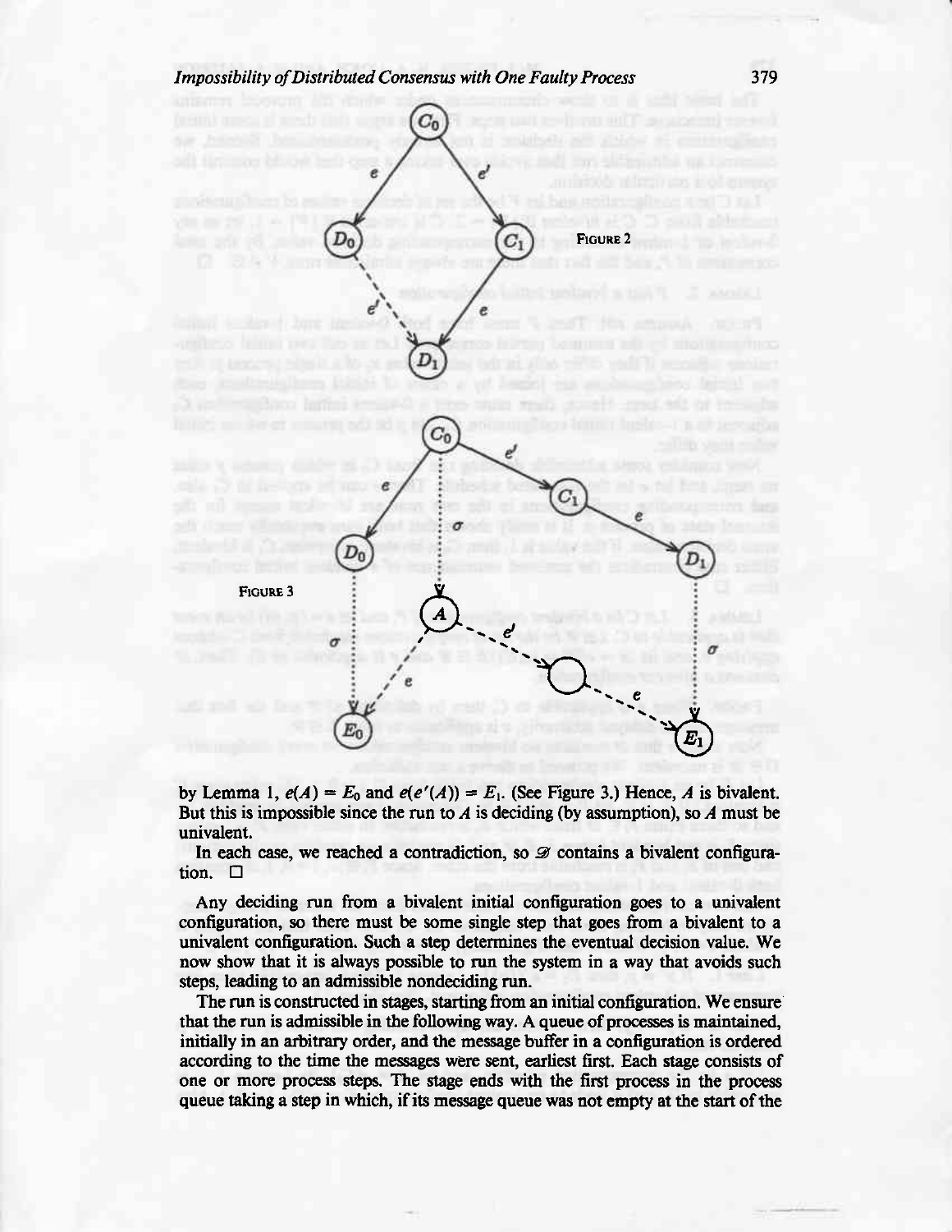FIGURE 2

FIGURE 3

by Lemma 1, $e(A) = E_0$ and $e(e'(A)) = E_1$. (See Figure 3.) Hence, $A$ is bivalent. But this is impossible since the run to $A$ is deciding (by assumption), so $A$ must be univalent.

In each case, we reached a contradiction, so $\mathscr{D}$ contains a bivalent configuration. □

Any deciding run from a bivalent initial configuration goes to a univalent configuration, so there must be some single step that goes from a bivalent to a univalent configuration. Such a step determines the eventual decision value. We now show that it is always possible to run the system in a way that avoids such steps, leading to an admissible nondeciding run.

The run is constructed in stages, starting from an initial configuration. We ensure that the run is admissible in the following way. A queue of processes is maintained, initially in an arbitrary order, and the message buffer in a configuration is ordered according to the time the messages were sent, earliest first. Each stage consists of one or more process steps. The stage ends with the first process in the process queue taking a step in which, if its message queue was not empty at the start of the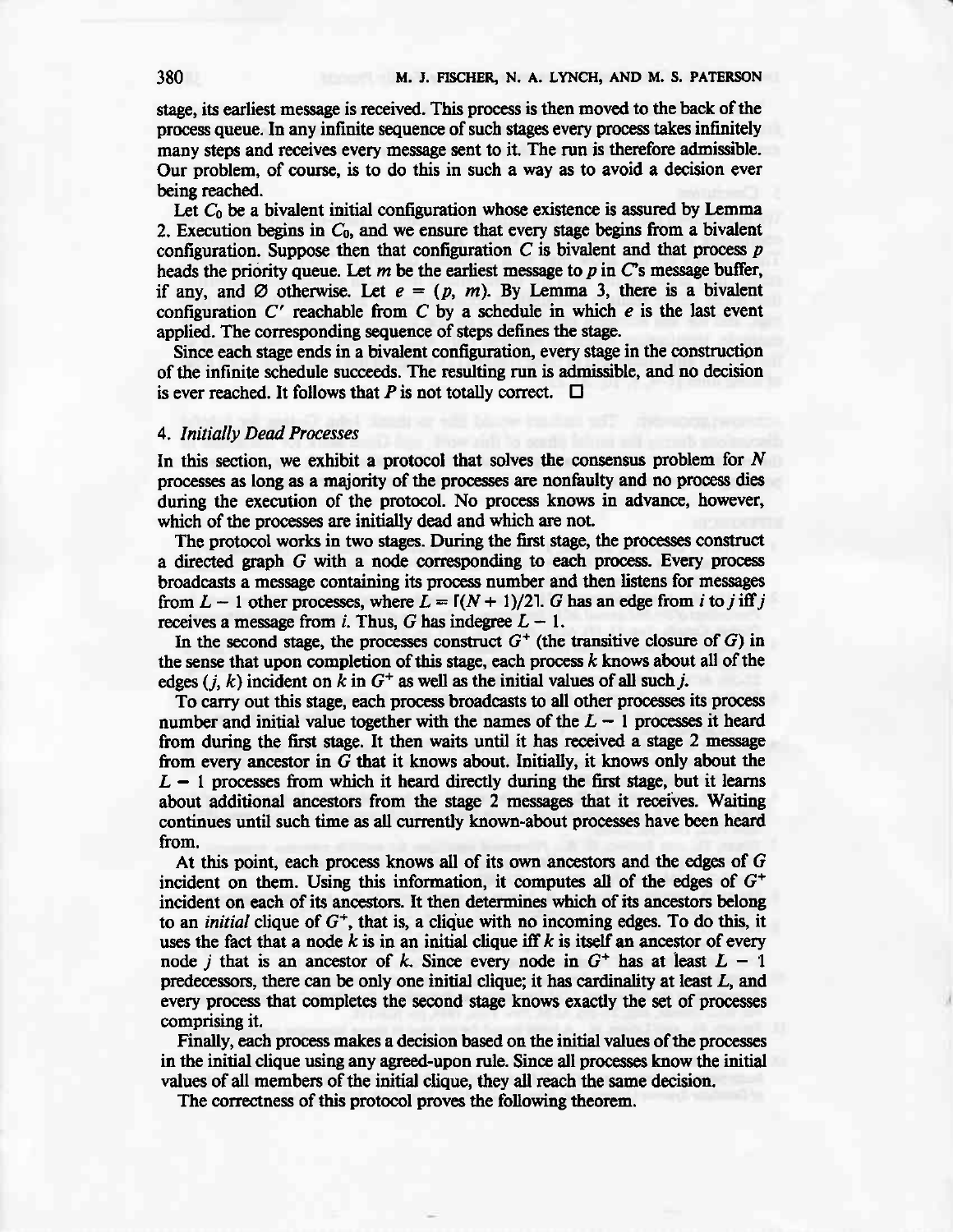stage, its earliest message is received. This process is then moved to the back of the process queue. In any infinite sequence of such stages every process takes infinitely many steps and receives every message sent to it. The run is therefore admissible. Our problem, of course, is to do this in such a way as to avoid a decision ever being reached.

Let $C_0$ be a bivalent initial configuration whose existence is assured by Lemma 2. Execution begins in $C_0$, and we ensure that every stage begins from a bivalent configuration. Suppose then that configuration $C$ is bivalent and that process $p$ heads the priority queue. Let $m$ be the earliest message to $p$ in $C$'s message buffer, if any, and $\varnothing$ otherwise. Let $e = (p, m)$. By Lemma 3, there is a bivalent configuration $C'$ reachable from $C$ by a schedule in which $e$ is the last event applied. The corresponding sequence of steps defines the stage.

Since each stage ends in a bivalent configuration, every stage in the construction of the infinite schedule succeeds. The resulting run is admissible, and no decision is ever reached. It follows that $P$ is not totally correct. □

## 4. *Initially Dead Processes*

In this section, we exhibit a protocol that solves the consensus problem for $N$ processes as long as a majority of the processes are nonfaulty and no process dies during the execution of the protocol. No process knows in advance, however, which of the processes are initially dead and which are not.

The protocol works in two stages. During the first stage, the processes construct a directed graph $G$ with a node corresponding to each process. Every process broadcasts a message containing its process number and then listens for messages from $L - 1$ other processes, where $L = \lceil (N + 1)/2 \rceil$. $G$ has an edge from $i$ to $j$ iff $j$ receives a message from $i$. Thus, $G$ has indegree $L - 1$.

In the second stage, the processes construct $G^+$ (the transitive closure of $G$) in the sense that upon completion of this stage, each process $k$ knows about all of the edges $(j, k)$ incident on $k$ in $G^+$ as well as the initial values of all such $j$.

To carry out this stage, each process broadcasts to all other processes its process number and initial value together with the names of the $L - 1$ processes it heard from during the first stage. It then waits until it has received a stage 2 message from every ancestor in $G$ that it knows about. Initially, it knows only about the $L - 1$ processes from which it heard directly during the first stage, but it learns about additional ancestors from the stage 2 messages that it receives. Waiting continues until such time as all currently known-about processes have been heard from.

At this point, each process knows all of its own ancestors and the edges of $G$ incident on them. Using this information, it computes all of the edges of $G^+$ incident on each of its ancestors. It then determines which of its ancestors belong to an *initial* clique of $G^+$, that is, a clique with no incoming edges. To do this, it uses the fact that a node $k$ is in an initial clique iff $k$ is itself an ancestor of every node $j$ that is an ancestor of $k$. Since every node in $G^+$ has at least $L - 1$ predecessors, there can be only one initial clique; it has cardinality at least $L$, and every process that completes the second stage knows exactly the set of processes comprising it.

Finally, each process makes a decision based on the initial values of the processes in the initial clique using any agreed-upon rule. Since all processes know the initial values of all members of the initial clique, they all reach the same decision.

The correctness of this protocol proves the following theorem.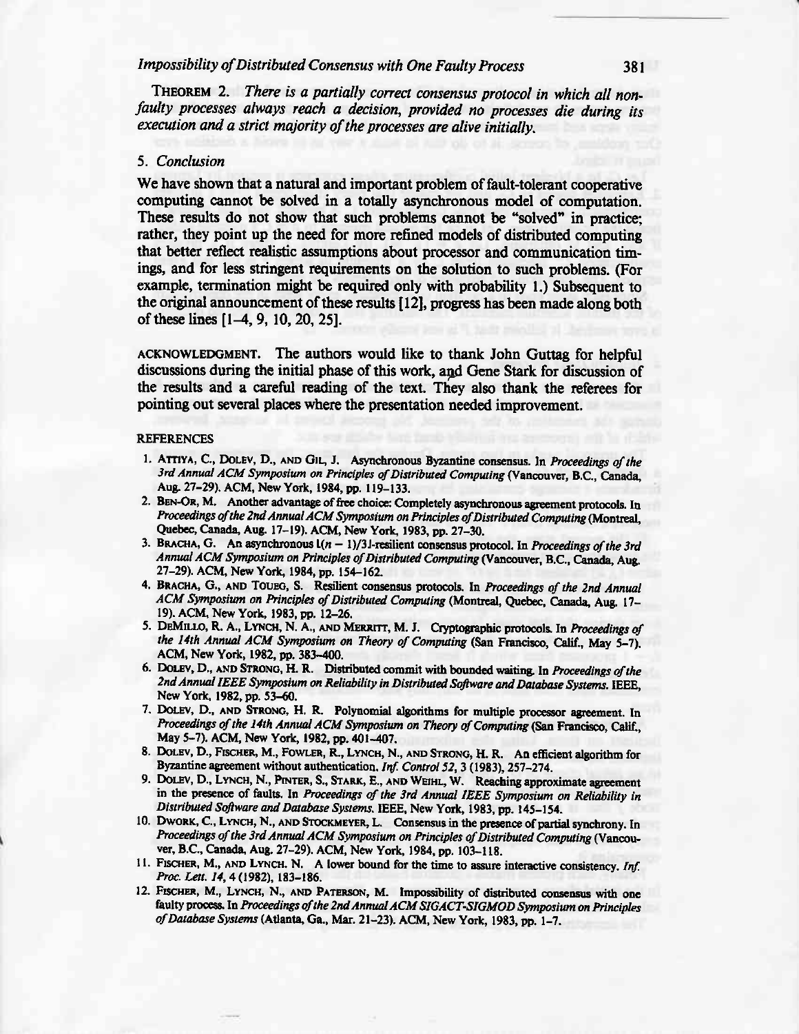**THEOREM 2.** *There is a partially correct consensus protocol in which all nonfaulty processes always reach a decision, provided no processes die during its execution and a strict majority of the processes are alive initially.*

## 5. *Conclusion*

We have shown that a natural and important problem of fault-tolerant cooperative computing cannot be solved in a totally asynchronous model of computation. These results do not show that such problems cannot be "solved" in practice; rather, they point up the need for more refined models of distributed computing that better reflect realistic assumptions about processor and communication timings, and for less stringent requirements on the solution to such problems. (For example, termination might be required only with probability 1.) Subsequent to the original announcement of these results [12], progress has been made along both of these lines [1–4, 9, 10, 20, 25].

ACKNOWLEDGMENT. The authors would like to thank John Guttag for helpful discussions during the initial phase of this work, and Gene Stark for discussion of the results and a careful reading of the text. They also thank the referees for pointing out several places where the presentation needed improvement.

REFERENCES

1. ATTIYA, C., DOLEV, D., AND GIL, J. Asynchronous Byzantine consensus. In *Proceedings of the 3rd Annual ACM Symposium on Principles of Distributed Computing* (Vancouver, B.C., Canada, Aug. 27–29). ACM, New York, 1984, pp. 119–133.
2. BEN-OR, M. Another advantage of free choice: Completely asynchronous agreement protocols. In *Proceedings of the 2nd Annual ACM Symposium on Principles of Distributed Computing* (Montreal, Quebec, Canada, Aug. 17–19). ACM, New York, 1983, pp. 27–30.
3. BRACHA, G. An asynchronous $\lfloor(n-1)/3\rfloor$-resilient consensus protocol. In *Proceedings of the 3rd Annual ACM Symposium on Principles of Distributed Computing* (Vancouver, B.C., Canada, Aug. 27–29). ACM, New York, 1984, pp. 154–162.
4. BRACHA, G., AND TOUEG, S. Resilient consensus protocols. In *Proceedings of the 2nd Annual ACM Symposium on Principles of Distributed Computing* (Montreal, Quebec, Canada, Aug. 17–19). ACM, New York, 1983, pp. 12–26.
5. DEMILLO, R. A., LYNCH, N. A., AND MERRITT, M. J. Cryptographic protocols. In *Proceedings of the 14th Annual ACM Symposium on Theory of Computing* (San Francisco, Calif., May 5–7). ACM, New York, 1982, pp. 383–400.
6. DOLEV, D., AND STRONG, H. R. Distributed commit with bounded waiting. In *Proceedings of the 2nd Annual IEEE Symposium on Reliability in Distributed Software and Database Systems.* IEEE, New York, 1982, pp. 53–60.
7. DOLEV, D., AND STRONG, H. R. Polynomial algorithms for multiple processor agreement. In *Proceedings of the 14th Annual ACM Symposium on Theory of Computing* (San Francisco, Calif., May 5–7). ACM, New York, 1982, pp. 401–407.
8. DOLEV, D., FISCHER, M., FOWLER, R., LYNCH, N., AND STRONG, H. R. An efficient algorithm for Byzantine agreement without authentication. *Inf. Control 52*, 3 (1983), 257–274.
9. DOLEV, D., LYNCH, N., PINTER, S., STARK, E., AND WEIHL, W. Reaching approximate agreement in the presence of faults. In *Proceedings of the 3rd Annual IEEE Symposium on Reliability in Distributed Software and Database Systems.* IEEE, New York, 1983, pp. 145–154.
10. DWORK, C., LYNCH, N., AND STOCKMEYER, L. Consensus in the presence of partial synchrony. In *Proceedings of the 3rd Annual ACM Symposium on Principles of Distributed Computing* (Vancouver, B.C., Canada, Aug. 27–29). ACM, New York, 1984, pp. 103–118.
11. FISCHER, M., AND LYNCH, N. A lower bound for the time to assure interactive consistency. *Inf. Proc. Lett. 14*, 4 (1982), 183–186.
12. FISCHER, M., LYNCH, N., AND PATERSON, M. Impossibility of distributed consensus with one faulty process. In *Proceedings of the 2nd Annual ACM SIGACT-SIGMOD Symposium on Principles of Database Systems* (Atlanta, Ga., Mar. 21–23). ACM, New York, 1983, pp. 1–7.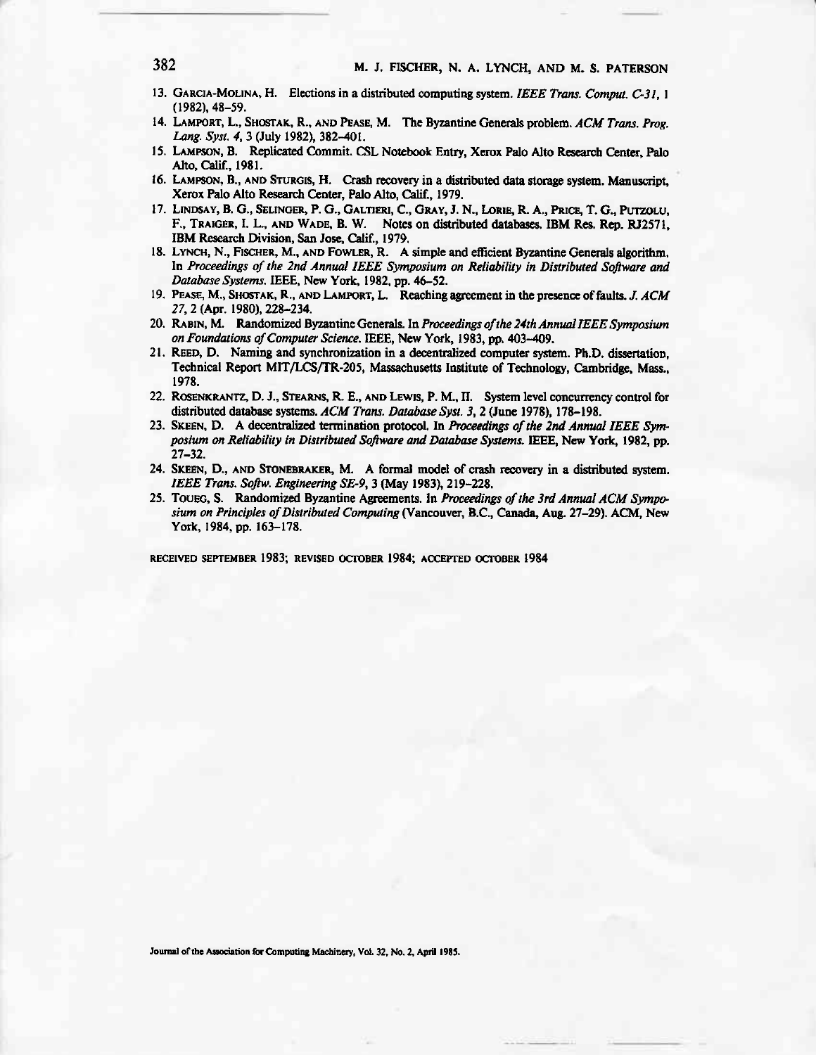13. Garcia-Molina, H. Elections in a distributed computing system. *IEEE Trans. Comput. C-31*, 1 (1982), 48–59.
14. Lamport, L., Shostak, R., and Pease, M. The Byzantine Generals problem. *ACM Trans. Prog. Lang. Syst. 4*, 3 (July 1982), 382–401.
15. Lampson, B. Replicated Commit. CSL Notebook Entry, Xerox Palo Alto Research Center, Palo Alto, Calif., 1981.
16. Lampson, B., and Sturgis, H. Crash recovery in a distributed data storage system. Manuscript, Xerox Palo Alto Research Center, Palo Alto, Calif., 1979.
17. Lindsay, B. G., Selinger, P. G., Galtieri, C., Gray, J. N., Lorie, R. A., Price, T. G., Putzolu, F., Traiger, I. L., and Wade, B. W. Notes on distributed databases. IBM Res. Rep. RJ2571, IBM Research Division, San Jose, Calif., 1979.
18. Lynch, N., Fischer, M., and Fowler, R. A simple and efficient Byzantine Generals algorithm. In *Proceedings of the 2nd Annual IEEE Symposium on Reliability in Distributed Software and Database Systems*. IEEE, New York, 1982, pp. 46–52.
19. Pease, M., Shostak, R., and Lamport, L. Reaching agreement in the presence of faults. *J. ACM 27*, 2 (Apr. 1980), 228–234.
20. Rabin, M. Randomized Byzantine Generals. In *Proceedings of the 24th Annual IEEE Symposium on Foundations of Computer Science*. IEEE, New York, 1983, pp. 403–409.
21. Reed, D. Naming and synchronization in a decentralized computer system. Ph.D. dissertation, Technical Report MIT/LCS/TR-205, Massachusetts Institute of Technology, Cambridge, Mass., 1978.
22. Rosenkrantz, D. J., Stearns, R. E., and Lewis, P. M., II. System level concurrency control for distributed database systems. *ACM Trans. Database Syst. 3*, 2 (June 1978), 178–198.
23. Skeen, D. A decentralized termination protocol. In *Proceedings of the 2nd Annual IEEE Symposium on Reliability in Distributed Software and Database Systems*. IEEE, New York, 1982, pp. 27–32.
24. Skeen, D., and Stonebraker, M. A formal model of crash recovery in a distributed system. *IEEE Trans. Softw. Engineering SE-9*, 3 (May 1983), 219–228.
25. Toueg, S. Randomized Byzantine Agreements. In *Proceedings of the 3rd Annual ACM Symposium on Principles of Distributed Computing* (Vancouver, B.C., Canada, Aug. 27–29). ACM, New York, 1984, pp. 163–178.

RECEIVED SEPTEMBER 1983; REVISED OCTOBER 1984; ACCEPTED OCTOBER 1984